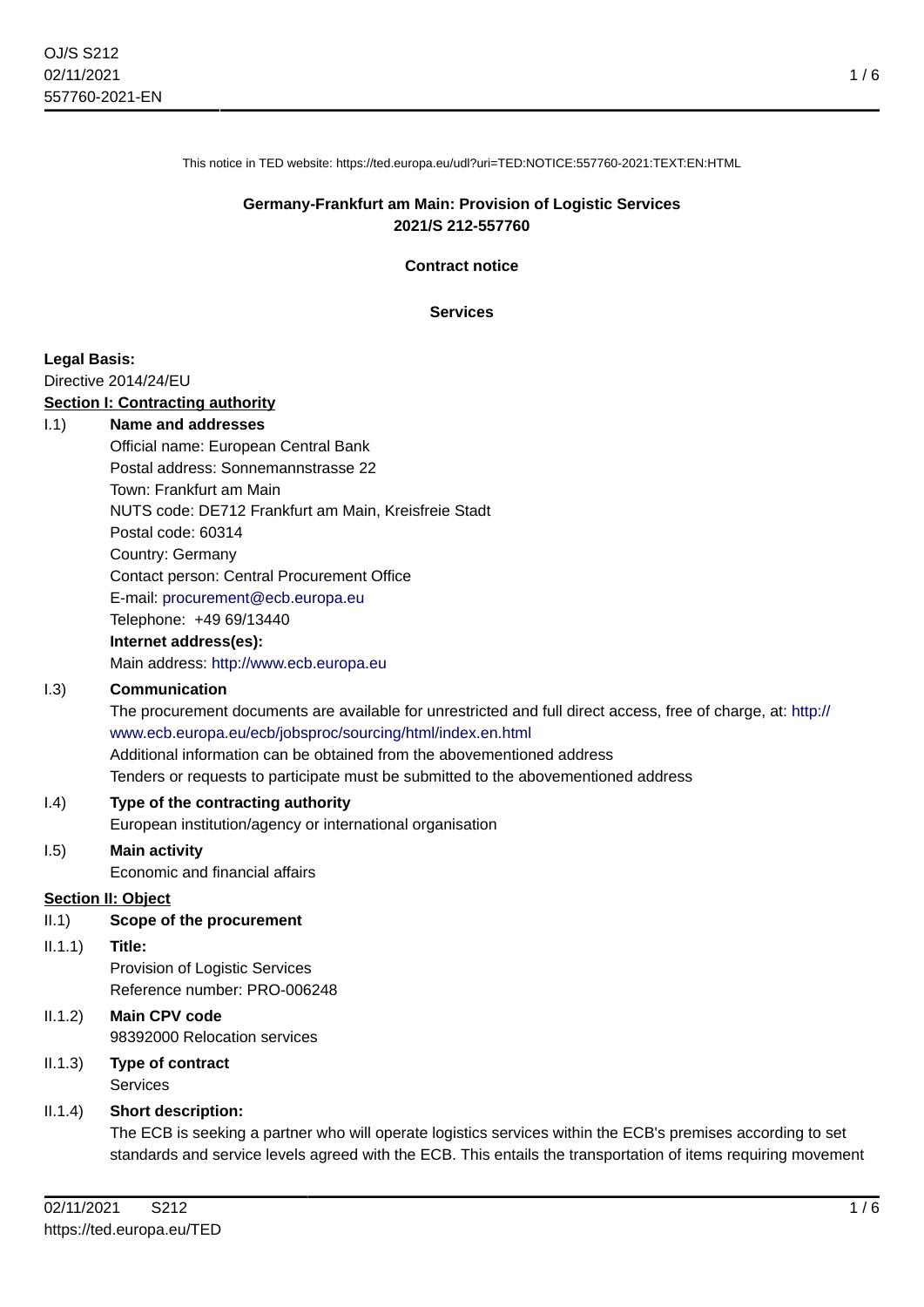This notice in TED website: https://ted.europa.eu/udl?uri=TED:NOTICE:557760-2021:TEXT:EN:HTML

**Germany-Frankfurt am Main: Provision of Logistic Services**
**2021/S 212-557760**

**Contract notice**

**Services**

**Legal Basis:**

Directive 2014/24/EU

**Section I: Contracting authority**

I.1) **Name and addresses**

Official name: European Central Bank
Postal address: Sonnemannstrasse 22
Town: Frankfurt am Main
NUTS code: DE712 Frankfurt am Main, Kreisfreie Stadt
Postal code: 60314
Country: Germany
Contact person: Central Procurement Office
E-mail: procurement@ecb.europa.eu
Telephone: +49 69/13440

**Internet address(es):**

Main address: http://www.ecb.europa.eu

I.3) **Communication**

The procurement documents are available for unrestricted and full direct access, free of charge, at: http://www.ecb.europa.eu/ecb/jobsproc/sourcing/html/index.en.html
Additional information can be obtained from the abovementioned address
Tenders or requests to participate must be submitted to the abovementioned address

I.4) **Type of the contracting authority**

European institution/agency or international organisation

I.5) **Main activity**

Economic and financial affairs

**Section II: Object**

II.1) **Scope of the procurement**

II.1.1) **Title:**

Provision of Logistic Services
Reference number: PRO-006248

II.1.2) **Main CPV code**

98392000 Relocation services

II.1.3) **Type of contract**

Services

II.1.4) **Short description:**

The ECB is seeking a partner who will operate logistics services within the ECB's premises according to set standards and service levels agreed with the ECB. This entails the transportation of items requiring movement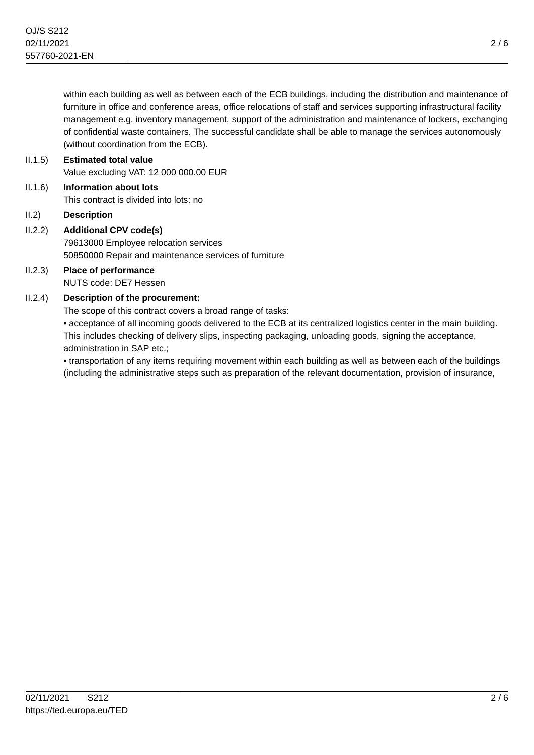within each building as well as between each of the ECB buildings, including the distribution and maintenance of furniture in office and conference areas, office relocations of staff and services supporting infrastructural facility management e.g. inventory management, support of the administration and maintenance of lockers, exchanging of confidential waste containers. The successful candidate shall be able to manage the services autonomously (without coordination from the ECB).

II.1.5) **Estimated total value**

Value excluding VAT: 12 000 000.00 EUR

II.1.6) **Information about lots**

This contract is divided into lots: no

II.2) **Description**

II.2.2) **Additional CPV code(s)**

79613000 Employee relocation services
50850000 Repair and maintenance services of furniture

II.2.3) **Place of performance**

NUTS code: DE7 Hessen

II.2.4) **Description of the procurement:**

The scope of this contract covers a broad range of tasks:

• acceptance of all incoming goods delivered to the ECB at its centralized logistics center in the main building. This includes checking of delivery slips, inspecting packaging, unloading goods, signing the acceptance, administration in SAP etc.;

• transportation of any items requiring movement within each building as well as between each of the buildings (including the administrative steps such as preparation of the relevant documentation, provision of insurance,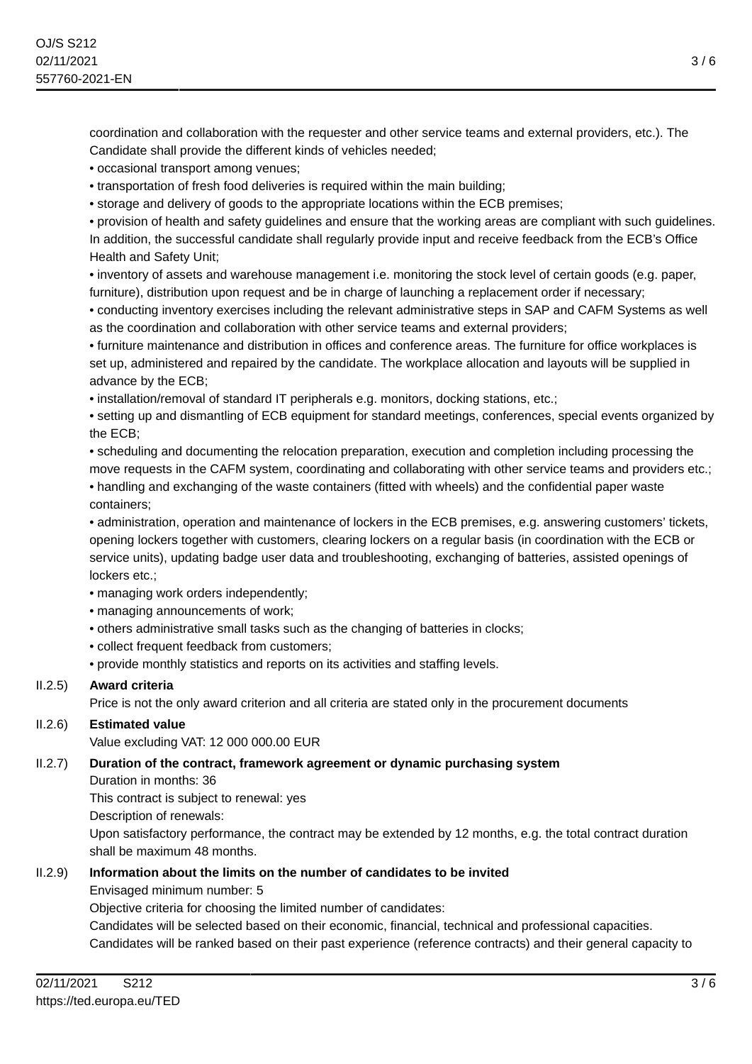coordination and collaboration with the requester and other service teams and external providers, etc.). The Candidate shall provide the different kinds of vehicles needed;

• occasional transport among venues;

• transportation of fresh food deliveries is required within the main building;

• storage and delivery of goods to the appropriate locations within the ECB premises;

• provision of health and safety guidelines and ensure that the working areas are compliant with such guidelines. In addition, the successful candidate shall regularly provide input and receive feedback from the ECB's Office Health and Safety Unit;

• inventory of assets and warehouse management i.e. monitoring the stock level of certain goods (e.g. paper, furniture), distribution upon request and be in charge of launching a replacement order if necessary;

• conducting inventory exercises including the relevant administrative steps in SAP and CAFM Systems as well as the coordination and collaboration with other service teams and external providers;

• furniture maintenance and distribution in offices and conference areas. The furniture for office workplaces is set up, administered and repaired by the candidate. The workplace allocation and layouts will be supplied in advance by the ECB;

• installation/removal of standard IT peripherals e.g. monitors, docking stations, etc.;

• setting up and dismantling of ECB equipment for standard meetings, conferences, special events organized by the ECB;

• scheduling and documenting the relocation preparation, execution and completion including processing the move requests in the CAFM system, coordinating and collaborating with other service teams and providers etc.;

• handling and exchanging of the waste containers (fitted with wheels) and the confidential paper waste containers;

• administration, operation and maintenance of lockers in the ECB premises, e.g. answering customers' tickets, opening lockers together with customers, clearing lockers on a regular basis (in coordination with the ECB or service units), updating badge user data and troubleshooting, exchanging of batteries, assisted openings of lockers etc.;

• managing work orders independently;

• managing announcements of work;

• others administrative small tasks such as the changing of batteries in clocks;

• collect frequent feedback from customers;

• provide monthly statistics and reports on its activities and staffing levels.

**II.2.5) Award criteria**

Price is not the only award criterion and all criteria are stated only in the procurement documents

**II.2.6) Estimated value**

Value excluding VAT: 12 000 000.00 EUR

**II.2.7) Duration of the contract, framework agreement or dynamic purchasing system**

Duration in months: 36

This contract is subject to renewal: yes

Description of renewals:

Upon satisfactory performance, the contract may be extended by 12 months, e.g. the total contract duration shall be maximum 48 months.

**II.2.9) Information about the limits on the number of candidates to be invited**

Envisaged minimum number: 5

Objective criteria for choosing the limited number of candidates:

Candidates will be selected based on their economic, financial, technical and professional capacities. Candidates will be ranked based on their past experience (reference contracts) and their general capacity to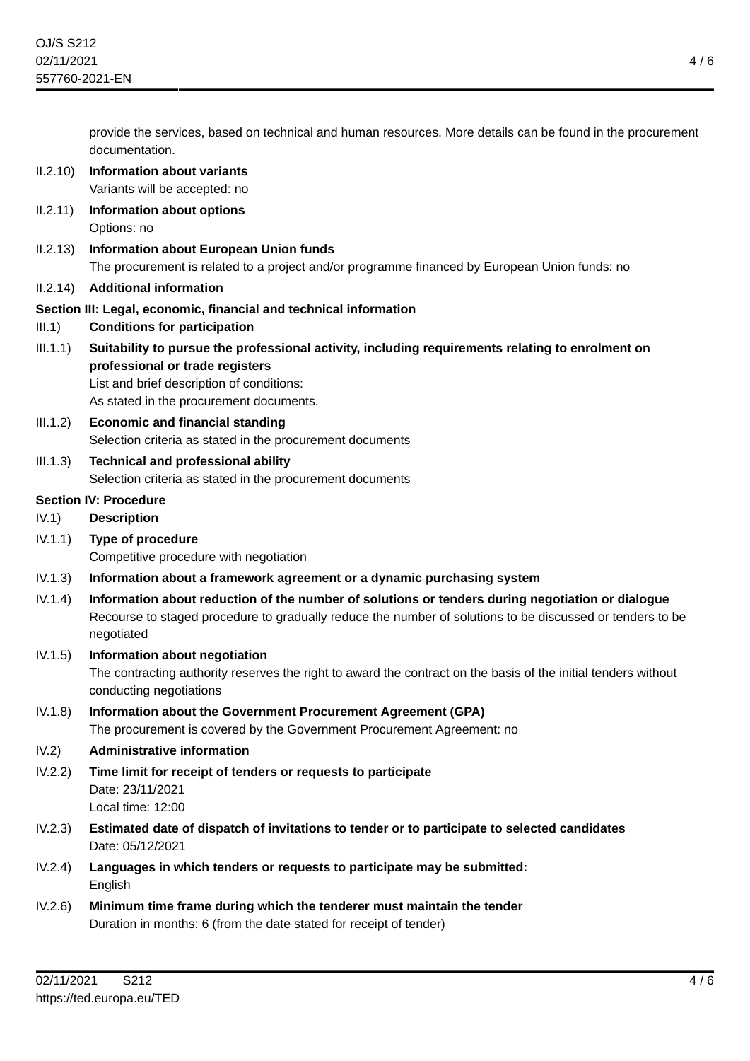provide the services, based on technical and human resources. More details can be found in the procurement documentation.

II.2.10) **Information about variants**
Variants will be accepted: no

II.2.11) **Information about options**
Options: no

II.2.13) **Information about European Union funds**
The procurement is related to a project and/or programme financed by European Union funds: no

II.2.14) **Additional information**

**Section III: Legal, economic, financial and technical information**

III.1) **Conditions for participation**

III.1.1) **Suitability to pursue the professional activity, including requirements relating to enrolment on professional or trade registers**
List and brief description of conditions:
As stated in the procurement documents.

III.1.2) **Economic and financial standing**
Selection criteria as stated in the procurement documents

III.1.3) **Technical and professional ability**
Selection criteria as stated in the procurement documents

**Section IV: Procedure**

IV.1) **Description**

IV.1.1) **Type of procedure**
Competitive procedure with negotiation

IV.1.3) **Information about a framework agreement or a dynamic purchasing system**

IV.1.4) **Information about reduction of the number of solutions or tenders during negotiation or dialogue**
Recourse to staged procedure to gradually reduce the number of solutions to be discussed or tenders to be negotiated

IV.1.5) **Information about negotiation**
The contracting authority reserves the right to award the contract on the basis of the initial tenders without conducting negotiations

IV.1.8) **Information about the Government Procurement Agreement (GPA)**
The procurement is covered by the Government Procurement Agreement: no

IV.2) **Administrative information**

IV.2.2) **Time limit for receipt of tenders or requests to participate**
Date: 23/11/2021
Local time: 12:00

IV.2.3) **Estimated date of dispatch of invitations to tender or to participate to selected candidates**
Date: 05/12/2021

IV.2.4) **Languages in which tenders or requests to participate may be submitted:**
English

IV.2.6) **Minimum time frame during which the tenderer must maintain the tender**
Duration in months: 6 (from the date stated for receipt of tender)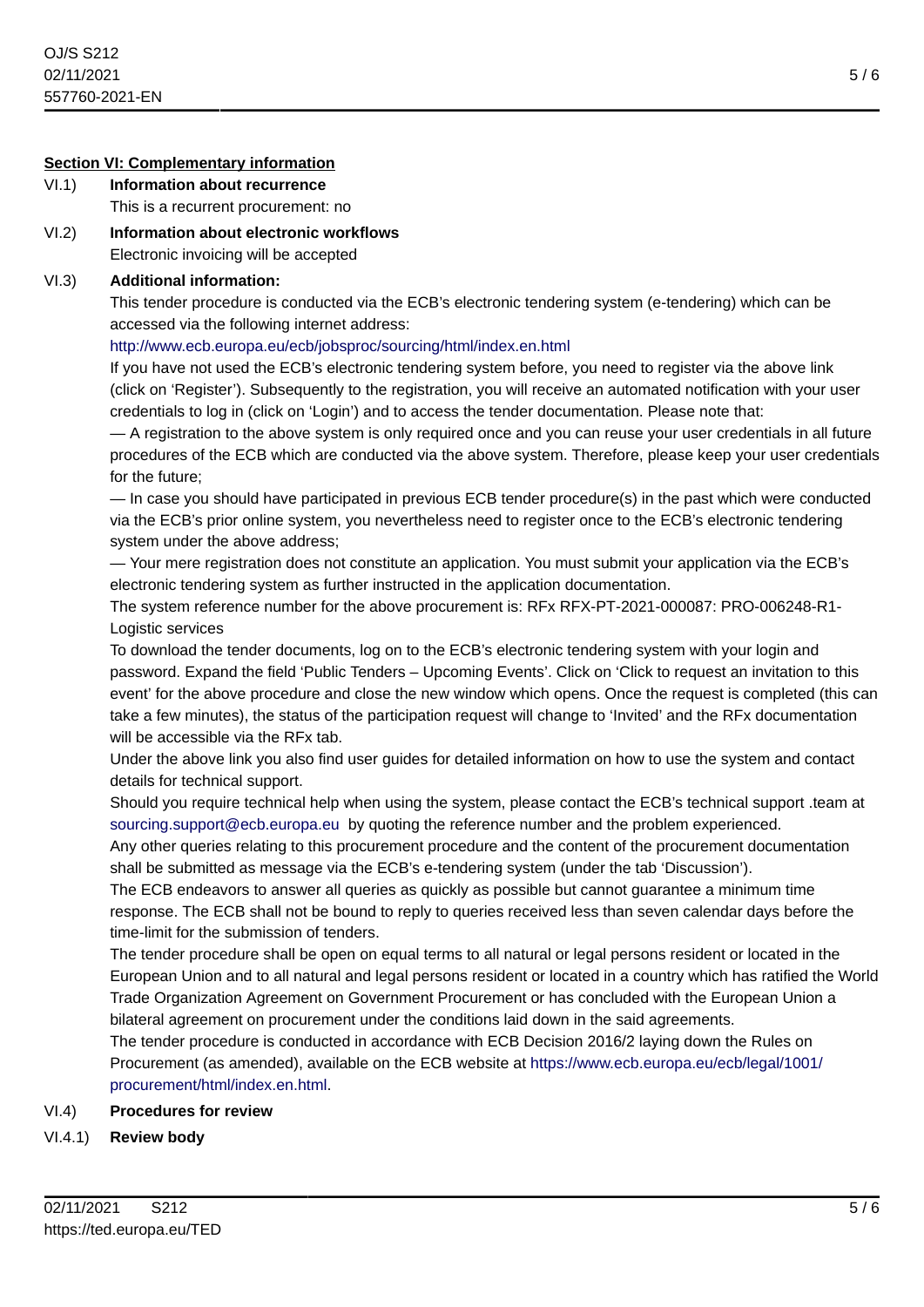## Section VI: Complementary information

**VI.1) Information about recurrence**

This is a recurrent procurement: no

**VI.2) Information about electronic workflows**

Electronic invoicing will be accepted

**VI.3) Additional information:**

This tender procedure is conducted via the ECB's electronic tendering system (e-tendering) which can be accessed via the following internet address:

http://www.ecb.europa.eu/ecb/jobsproc/sourcing/html/index.en.html

If you have not used the ECB's electronic tendering system before, you need to register via the above link (click on 'Register'). Subsequently to the registration, you will receive an automated notification with your user credentials to log in (click on 'Login') and to access the tender documentation. Please note that:

— A registration to the above system is only required once and you can reuse your user credentials in all future procedures of the ECB which are conducted via the above system. Therefore, please keep your user credentials for the future;

— In case you should have participated in previous ECB tender procedure(s) in the past which were conducted via the ECB's prior online system, you nevertheless need to register once to the ECB's electronic tendering system under the above address;

— Your mere registration does not constitute an application. You must submit your application via the ECB's electronic tendering system as further instructed in the application documentation.

The system reference number for the above procurement is: RFx RFX-PT-2021-000087: PRO-006248-R1-Logistic services

To download the tender documents, log on to the ECB's electronic tendering system with your login and password. Expand the field 'Public Tenders – Upcoming Events'. Click on 'Click to request an invitation to this event' for the above procedure and close the new window which opens. Once the request is completed (this can take a few minutes), the status of the participation request will change to 'Invited' and the RFx documentation will be accessible via the RFx tab.

Under the above link you also find user guides for detailed information on how to use the system and contact details for technical support.

Should you require technical help when using the system, please contact the ECB's technical support .team at sourcing.support@ecb.europa.eu by quoting the reference number and the problem experienced.

Any other queries relating to this procurement procedure and the content of the procurement documentation shall be submitted as message via the ECB's e-tendering system (under the tab 'Discussion').

The ECB endeavors to answer all queries as quickly as possible but cannot guarantee a minimum time response. The ECB shall not be bound to reply to queries received less than seven calendar days before the time-limit for the submission of tenders.

The tender procedure shall be open on equal terms to all natural or legal persons resident or located in the European Union and to all natural and legal persons resident or located in a country which has ratified the World Trade Organization Agreement on Government Procurement or has concluded with the European Union a bilateral agreement on procurement under the conditions laid down in the said agreements.

The tender procedure is conducted in accordance with ECB Decision 2016/2 laying down the Rules on Procurement (as amended), available on the ECB website at https://www.ecb.europa.eu/ecb/legal/1001/procurement/html/index.en.html.

**VI.4) Procedures for review**

**VI.4.1) Review body**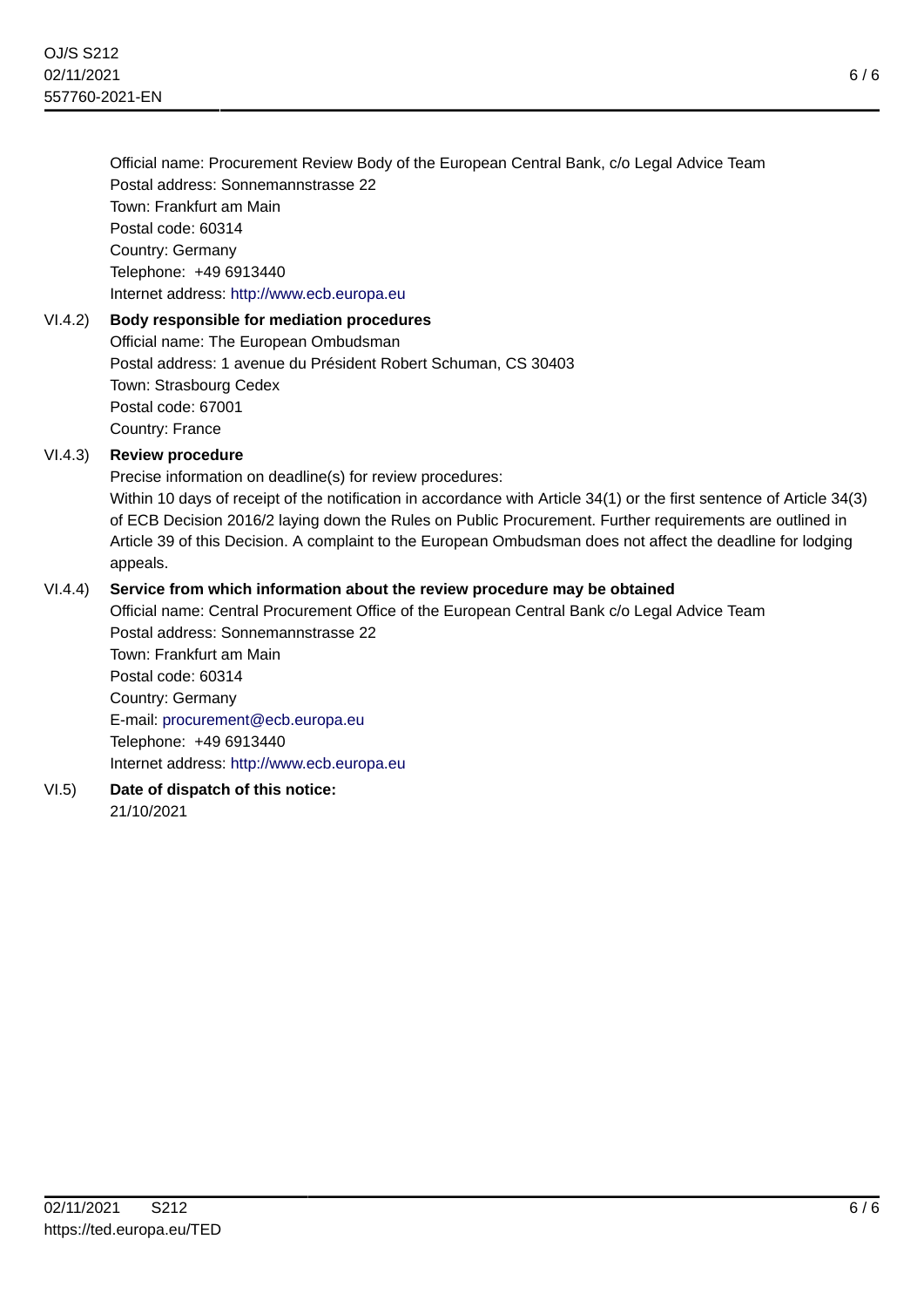Official name: Procurement Review Body of the European Central Bank, c/o Legal Advice Team
Postal address: Sonnemannstrasse 22
Town: Frankfurt am Main
Postal code: 60314
Country: Germany
Telephone: +49 6913440
Internet address: http://www.ecb.europa.eu

VI.4.2) **Body responsible for mediation procedures**

Official name: The European Ombudsman
Postal address: 1 avenue du Président Robert Schuman, CS 30403
Town: Strasbourg Cedex
Postal code: 67001
Country: France

VI.4.3) **Review procedure**

Precise information on deadline(s) for review procedures:
Within 10 days of receipt of the notification in accordance with Article 34(1) or the first sentence of Article 34(3) of ECB Decision 2016/2 laying down the Rules on Public Procurement. Further requirements are outlined in Article 39 of this Decision. A complaint to the European Ombudsman does not affect the deadline for lodging appeals.

VI.4.4) **Service from which information about the review procedure may be obtained**

Official name: Central Procurement Office of the European Central Bank c/o Legal Advice Team
Postal address: Sonnemannstrasse 22
Town: Frankfurt am Main
Postal code: 60314
Country: Germany
E-mail: procurement@ecb.europa.eu
Telephone: +49 6913440
Internet address: http://www.ecb.europa.eu

VI.5) **Date of dispatch of this notice:**

21/10/2021